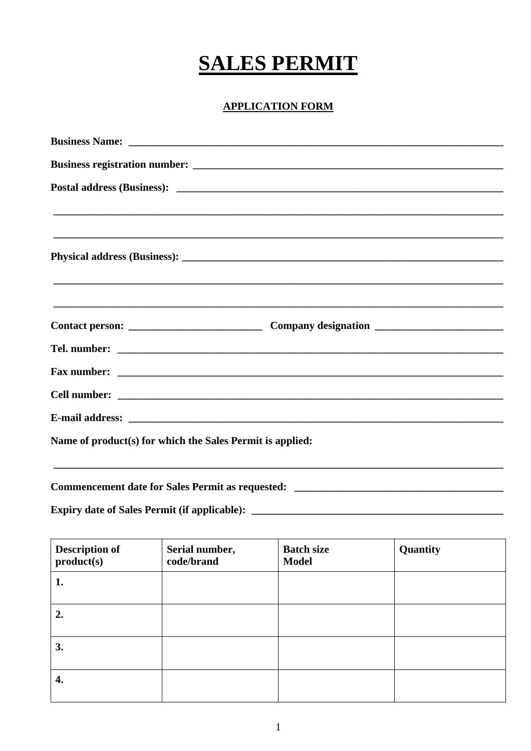# SALES PERMIT

## APPLICATION FORM

**Business Name:** ___________________________________________________________________________

**Business registration number:** _____________________________________________________________

**Postal address (Business):** ________________________________________________________________

_____________________________________________________________________________________

_____________________________________________________________________________________

**Physical address (Business):** _______________________________________________________________

_____________________________________________________________________________________

_____________________________________________________________________________________

**Contact person:** ___________________________ **Company designation** __________________________

**Tel. number:** _______________________________________________________________________________

**Fax number:** _______________________________________________________________________________

**Cell number:** _______________________________________________________________________________

**E-mail address:** ____________________________________________________________________________

**Name of product(s) for which the Sales Permit is applied:**

_____________________________________________________________________________________

**Commencement date for Sales Permit as requested:** ________________________________________

**Expiry date of Sales Permit (if applicable):** ______________________________________________

| Description of product(s) | Serial number, code/brand | Batch size Model | Quantity |
|---|---|---|---|
| 1. | | | |
| 2. | | | |
| 3. | | | |
| 4. | | | |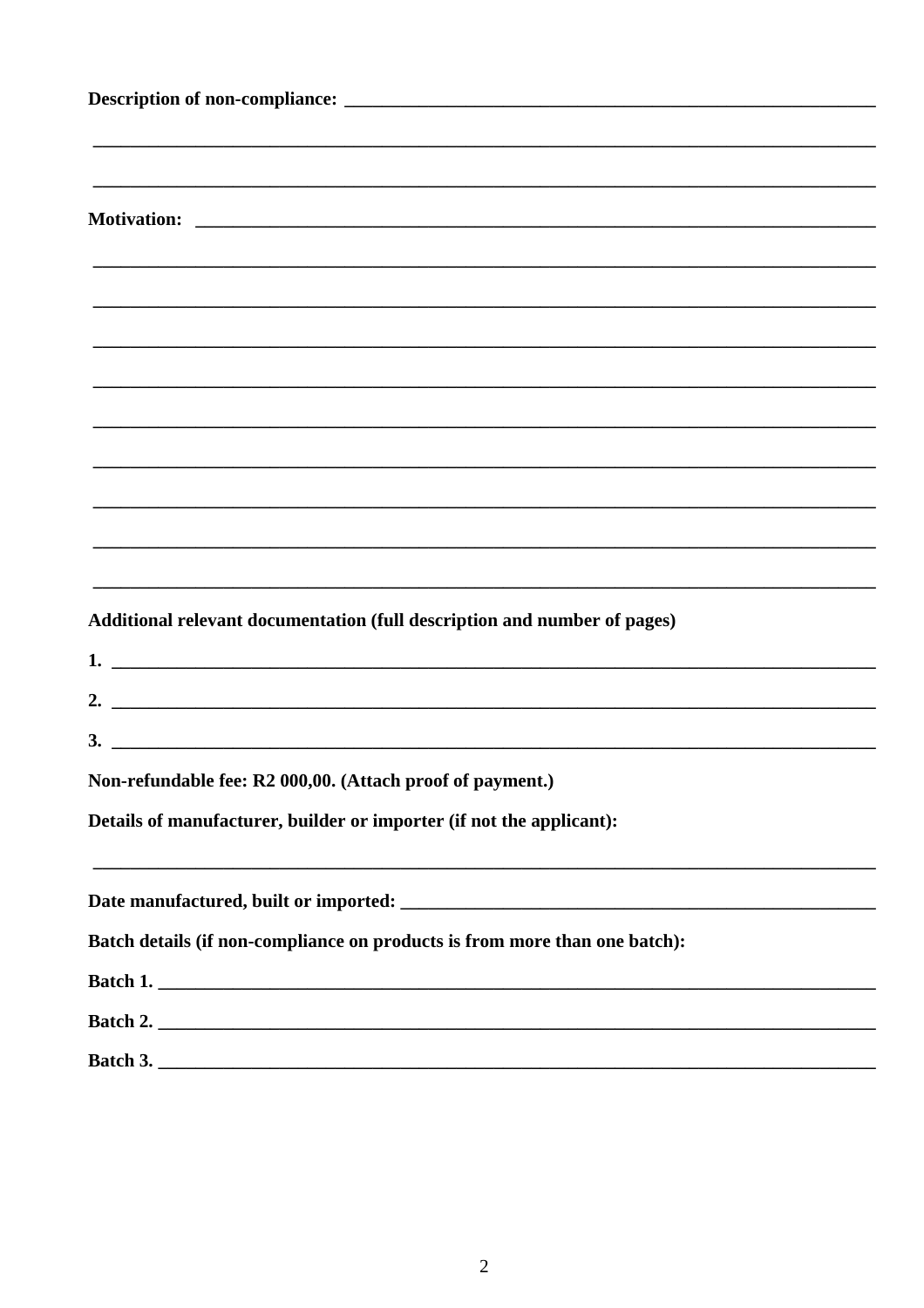**Description of non-compliance:** ______________________________________________________

______________________________________________________________________________

______________________________________________________________________________

**Motivation:** ______________________________________________________________________

______________________________________________________________________________

______________________________________________________________________________

______________________________________________________________________________

______________________________________________________________________________

______________________________________________________________________________

______________________________________________________________________________

______________________________________________________________________________

______________________________________________________________________________

______________________________________________________________________________

**Additional relevant documentation (full description and number of pages)**

**1.** ____________________________________________________________________________

**2.** ____________________________________________________________________________

**3.** ____________________________________________________________________________

**Non-refundable fee: R2 000,00. (Attach proof of payment.)**

**Details of manufacturer, builder or importer (if not the applicant):**

______________________________________________________________________________

**Date manufactured, built or imported:** _____________________________________________

**Batch details (if non-compliance on products is from more than one batch):**

**Batch 1.** ________________________________________________________________________

**Batch 2.** ________________________________________________________________________

**Batch 3.** ________________________________________________________________________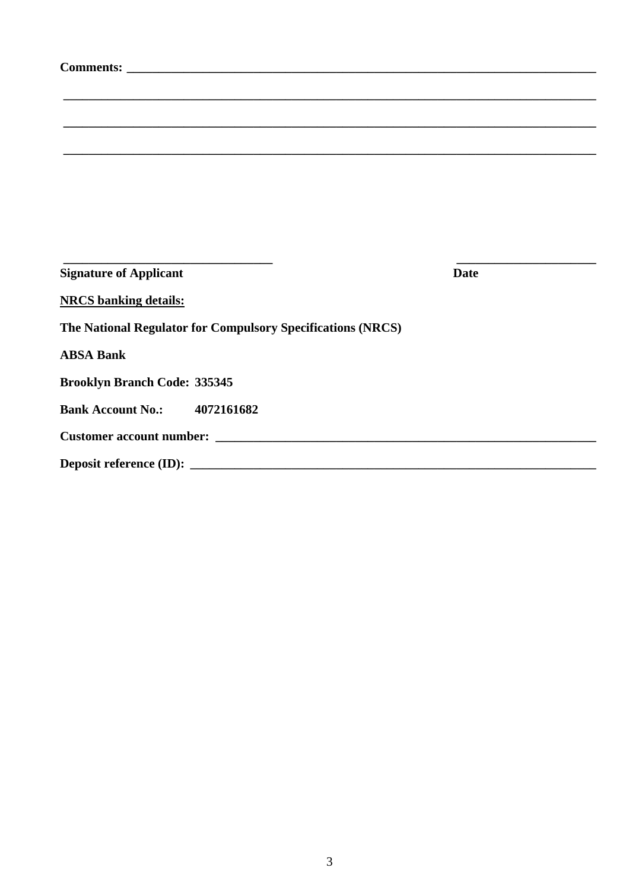**Comments:** ________________________________________________________________________

__________________________________________________________________________________

__________________________________________________________________________________

__________________________________________________________________________________

________________________________ ____________________

**Signature of Applicant** **Date**

**<u>NRCS banking details:</u>**

**The National Regulator for Compulsory Specifications (NRCS)**

**ABSA Bank**

**Brooklyn Branch Code: 335345**

**Bank Account No.: 4072161682**

**Customer account number:** ____________________________________________________

**Deposit reference (ID):** _______________________________________________________